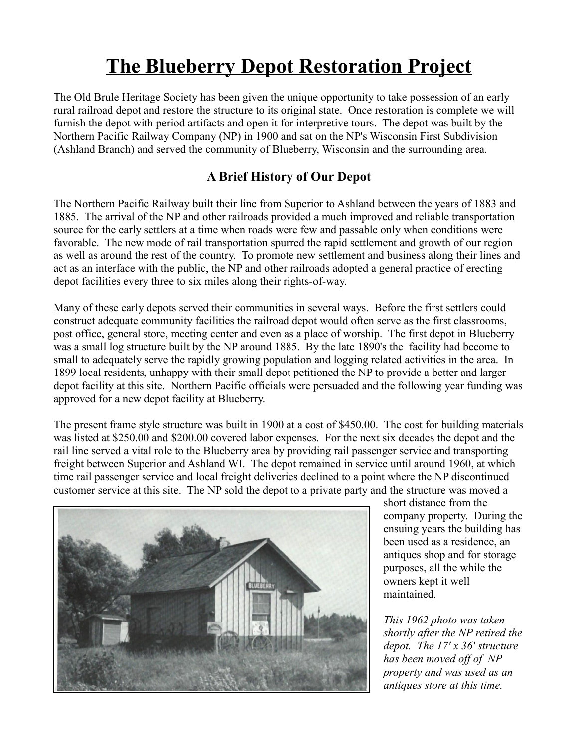# The Blueberry Depot Restoration Project

The Old Brule Heritage Society has been given the unique opportunity to take possession of an early rural railroad depot and restore the structure to its original state. Once restoration is complete we will furnish the depot with period artifacts and open it for interpretive tours. The depot was built by the Northern Pacific Railway Company (NP) in 1900 and sat on the NP's Wisconsin First Subdivision (Ashland Branch) and served the community of Blueberry, Wisconsin and the surrounding area.

## A Brief History of Our Depot

The Northern Pacific Railway built their line from Superior to Ashland between the years of 1883 and 1885. The arrival of the NP and other railroads provided a much improved and reliable transportation source for the early settlers at a time when roads were few and passable only when conditions were favorable. The new mode of rail transportation spurred the rapid settlement and growth of our region as well as around the rest of the country. To promote new settlement and business along their lines and act as an interface with the public, the NP and other railroads adopted a general practice of erecting depot facilities every three to six miles along their rights-of-way.

Many of these early depots served their communities in several ways. Before the first settlers could construct adequate community facilities the railroad depot would often serve as the first classrooms, post office, general store, meeting center and even as a place of worship. The first depot in Blueberry was a small log structure built by the NP around 1885. By the late 1890's the facility had become to small to adequately serve the rapidly growing population and logging related activities in the area. In 1899 local residents, unhappy with their small depot petitioned the NP to provide a better and larger depot facility at this site. Northern Pacific officials were persuaded and the following year funding was approved for a new depot facility at Blueberry.

The present frame style structure was built in 1900 at a cost of $450.00. The cost for building materials was listed at $250.00 and $200.00 covered labor expenses. For the next six decades the depot and the rail line served a vital role to the Blueberry area by providing rail passenger service and transporting freight between Superior and Ashland WI. The depot remained in service until around 1960, at which time rail passenger service and local freight deliveries declined to a point where the NP discontinued customer service at this site. The NP sold the depot to a private party and the structure was moved a short distance from the company property. During the ensuing years the building has been used as a residence, an antiques shop and for storage purposes, all the while the owners kept it well maintained.

*This 1962 photo was taken shortly after the NP retired the depot. The 17' x 36' structure has been moved off of NP property and was used as an antiques store at this time.*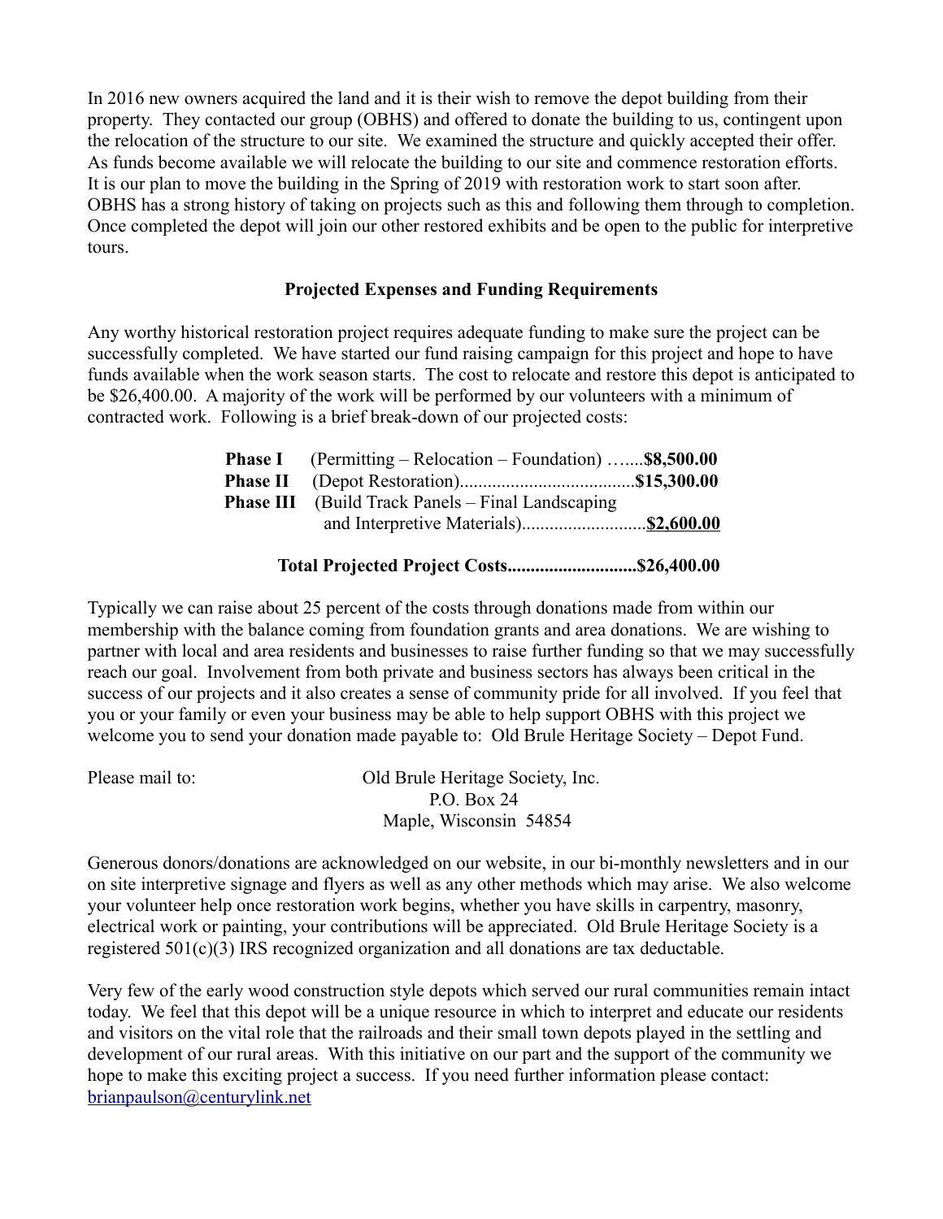In 2016 new owners acquired the land and it is their wish to remove the depot building from their property. They contacted our group (OBHS) and offered to donate the building to us, contingent upon the relocation of the structure to our site. We examined the structure and quickly accepted their offer. As funds become available we will relocate the building to our site and commence restoration efforts. It is our plan to move the building in the Spring of 2019 with restoration work to start soon after. OBHS has a strong history of taking on projects such as this and following them through to completion. Once completed the depot will join our other restored exhibits and be open to the public for interpretive tours.

### Projected Expenses and Funding Requirements

Any worthy historical restoration project requires adequate funding to make sure the project can be successfully completed. We have started our fund raising campaign for this project and hope to have funds available when the work season starts. The cost to relocate and restore this depot is anticipated to be $26,400.00. A majority of the work will be performed by our volunteers with a minimum of contracted work. Following is a brief break-down of our projected costs:

| | | |
|---|---|---|
| **Phase I** | (Permitting – Relocation – Foundation) | **$8,500.00** |
| **Phase II** | (Depot Restoration) | **$15,300.00** |
| **Phase III** | (Build Track Panels – Final Landscaping and Interpretive Materials) | **$2,600.00** |
| | **Total Projected Project Costs** | **$26,400.00** |

Typically we can raise about 25 percent of the costs through donations made from within our membership with the balance coming from foundation grants and area donations. We are wishing to partner with local and area residents and businesses to raise further funding so that we may successfully reach our goal. Involvement from both private and business sectors has always been critical in the success of our projects and it also creates a sense of community pride for all involved. If you feel that you or your family or even your business may be able to help support OBHS with this project we welcome you to send your donation made payable to: Old Brule Heritage Society – Depot Fund.

Please mail to:

Old Brule Heritage Society, Inc.
P.O. Box 24
Maple, Wisconsin 54854

Generous donors/donations are acknowledged on our website, in our bi-monthly newsletters and in our on site interpretive signage and flyers as well as any other methods which may arise. We also welcome your volunteer help once restoration work begins, whether you have skills in carpentry, masonry, electrical work or painting, your contributions will be appreciated. Old Brule Heritage Society is a registered 501(c)(3) IRS recognized organization and all donations are tax deductable.

Very few of the early wood construction style depots which served our rural communities remain intact today. We feel that this depot will be a unique resource in which to interpret and educate our residents and visitors on the vital role that the railroads and their small town depots played in the settling and development of our rural areas. With this initiative on our part and the support of the community we hope to make this exciting project a success. If you need further information please contact: brianpaulson@centurylink.net